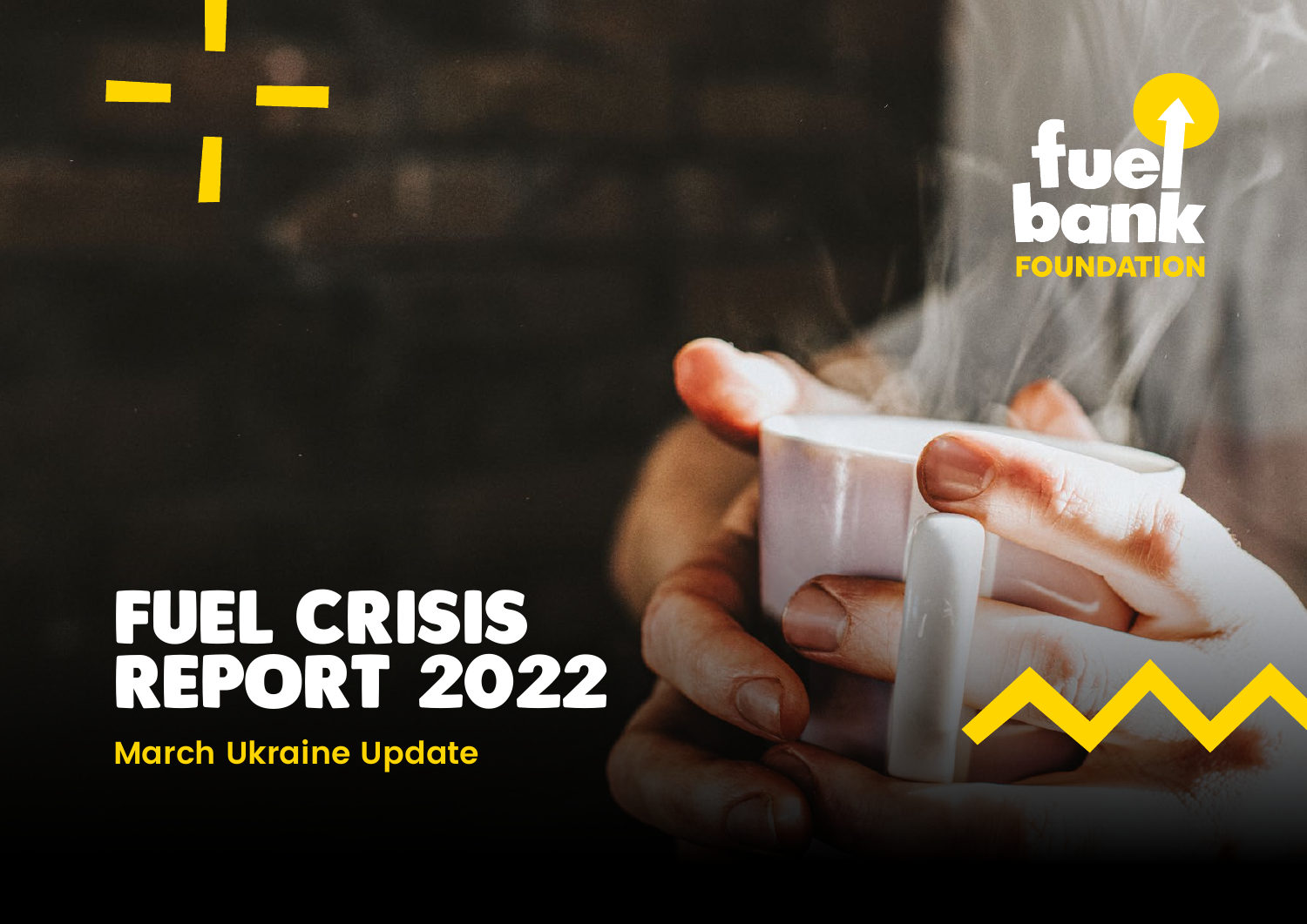fuel bank FOUNDATION

# FUEL CRISIS REPORT 2022

## March Ukraine Update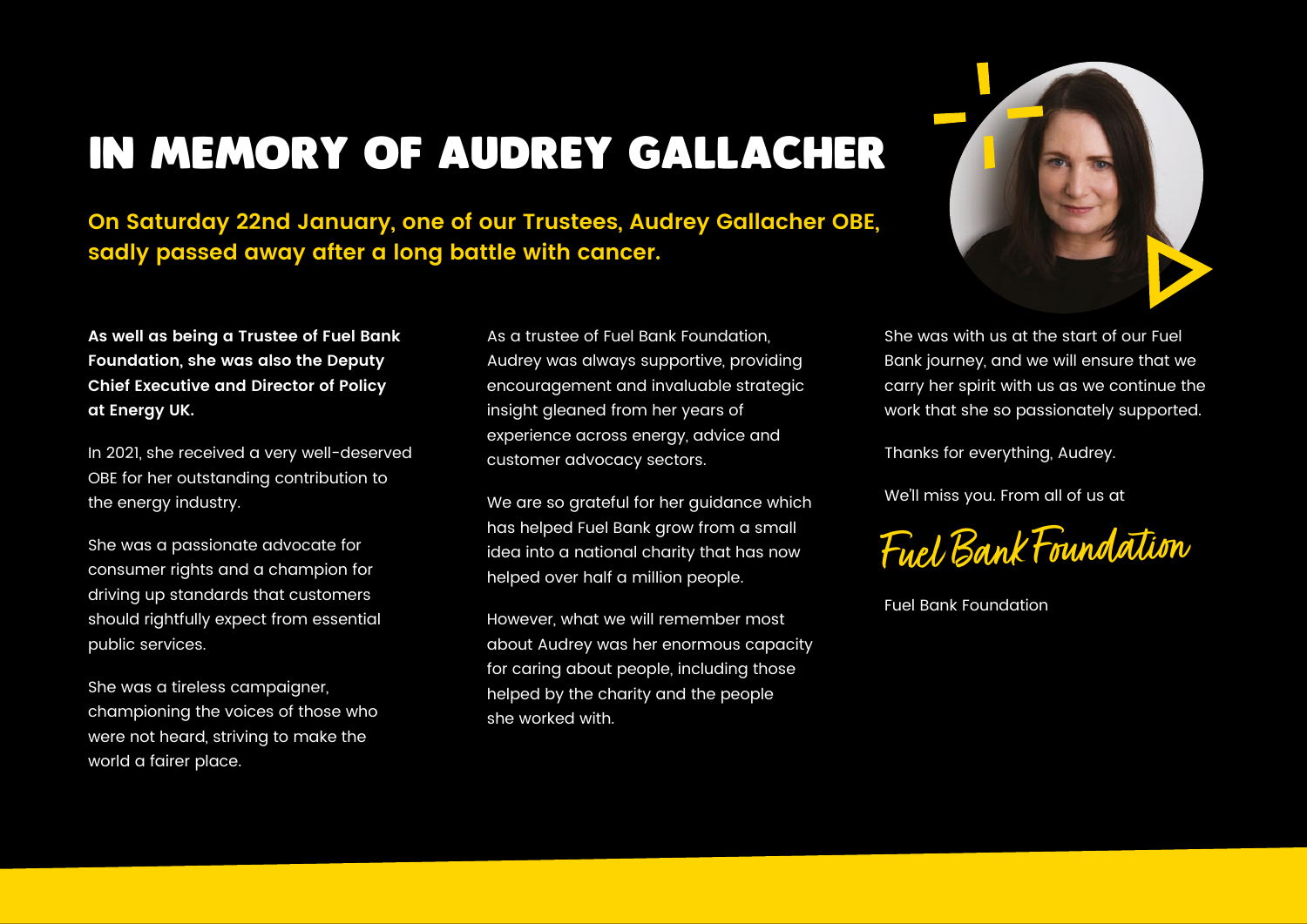# IN MEMORY OF AUDREY GALLACHER

**On Saturday 22nd January, one of our Trustees, Audrey Gallacher OBE, sadly passed away after a long battle with cancer.**

**As well as being a Trustee of Fuel Bank Foundation, she was also the Deputy Chief Executive and Director of Policy at Energy UK.**

In 2021, she received a very well-deserved OBE for her outstanding contribution to the energy industry.

She was a passionate advocate for consumer rights and a champion for driving up standards that customers should rightfully expect from essential public services.

She was a tireless campaigner, championing the voices of those who were not heard, striving to make the world a fairer place.

As a trustee of Fuel Bank Foundation, Audrey was always supportive, providing encouragement and invaluable strategic insight gleaned from her years of experience across energy, advice and customer advocacy sectors.

We are so grateful for her guidance which has helped Fuel Bank grow from a small idea into a national charity that has now helped over half a million people.

However, what we will remember most about Audrey was her enormous capacity for caring about people, including those helped by the charity and the people she worked with.

She was with us at the start of our Fuel Bank journey, and we will ensure that we carry her spirit with us as we continue the work that she so passionately supported.

Thanks for everything, Audrey.

We'll miss you. From all of us at

*Fuel Bank Foundation*

Fuel Bank Foundation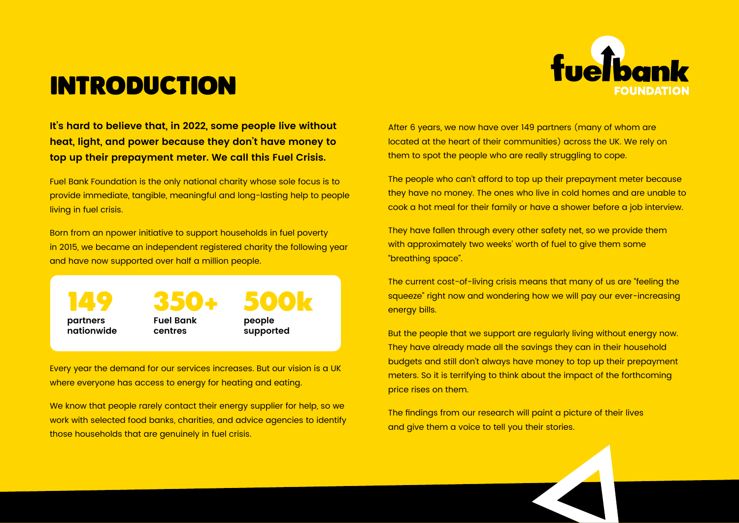# INTRODUCTION

**It's hard to believe that, in 2022, some people live without heat, light, and power because they don't have money to top up their prepayment meter. We call this Fuel Crisis.**

Fuel Bank Foundation is the only national charity whose sole focus is to provide immediate, tangible, meaningful and long-lasting help to people living in fuel crisis.

Born from an npower initiative to support households in fuel poverty in 2015, we became an independent registered charity the following year and have now supported over half a million people.

| 149 | 350+ | 500k |
| --- | --- | --- |
| partners nationwide | Fuel Bank centres | people supported |

Every year the demand for our services increases. But our vision is a UK where everyone has access to energy for heating and eating.

We know that people rarely contact their energy supplier for help, so we work with selected food banks, charities, and advice agencies to identify those households that are genuinely in fuel crisis.

After 6 years, we now have over 149 partners (many of whom are located at the heart of their communities) across the UK. We rely on them to spot the people who are really struggling to cope.

The people who can't afford to top up their prepayment meter because they have no money. The ones who live in cold homes and are unable to cook a hot meal for their family or have a shower before a job interview.

They have fallen through every other safety net, so we provide them with approximately two weeks' worth of fuel to give them some "breathing space".

The current cost-of-living crisis means that many of us are "feeling the squeeze" right now and wondering how we will pay our ever-increasing energy bills.

But the people that we support are regularly living without energy now. They have already made all the savings they can in their household budgets and still don't always have money to top up their prepayment meters. So it is terrifying to think about the impact of the forthcoming price rises on them.

The findings from our research will paint a picture of their lives and give them a voice to tell you their stories.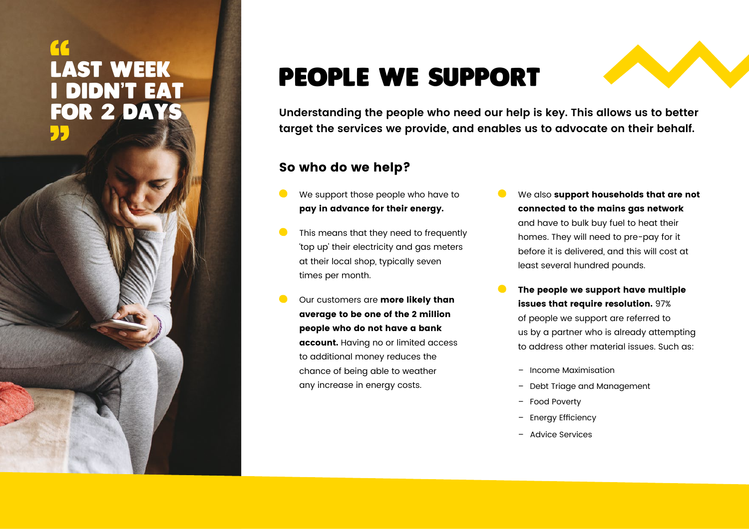> "LAST WEEK I DIDN'T EAT FOR 2 DAYS"

# PEOPLE WE SUPPORT

**Understanding the people who need our help is key. This allows us to better target the services we provide, and enables us to advocate on their behalf.**

## So who do we help?

- We support those people who have to **pay in advance for their energy.**
- This means that they need to frequently 'top up' their electricity and gas meters at their local shop, typically seven times per month.
- Our customers are **more likely than average to be one of the 2 million people who do not have a bank account.** Having no or limited access to additional money reduces the chance of being able to weather any increase in energy costs.
- We also **support households that are not connected to the mains gas network** and have to bulk buy fuel to heat their homes. They will need to pre-pay for it before it is delivered, and this will cost at least several hundred pounds.
- **The people we support have multiple issues that require resolution.** 97% of people we support are referred to us by a partner who is already attempting to address other material issues. Such as:
  - Income Maximisation
  - Debt Triage and Management
  - Food Poverty
  - Energy Efficiency
  - Advice Services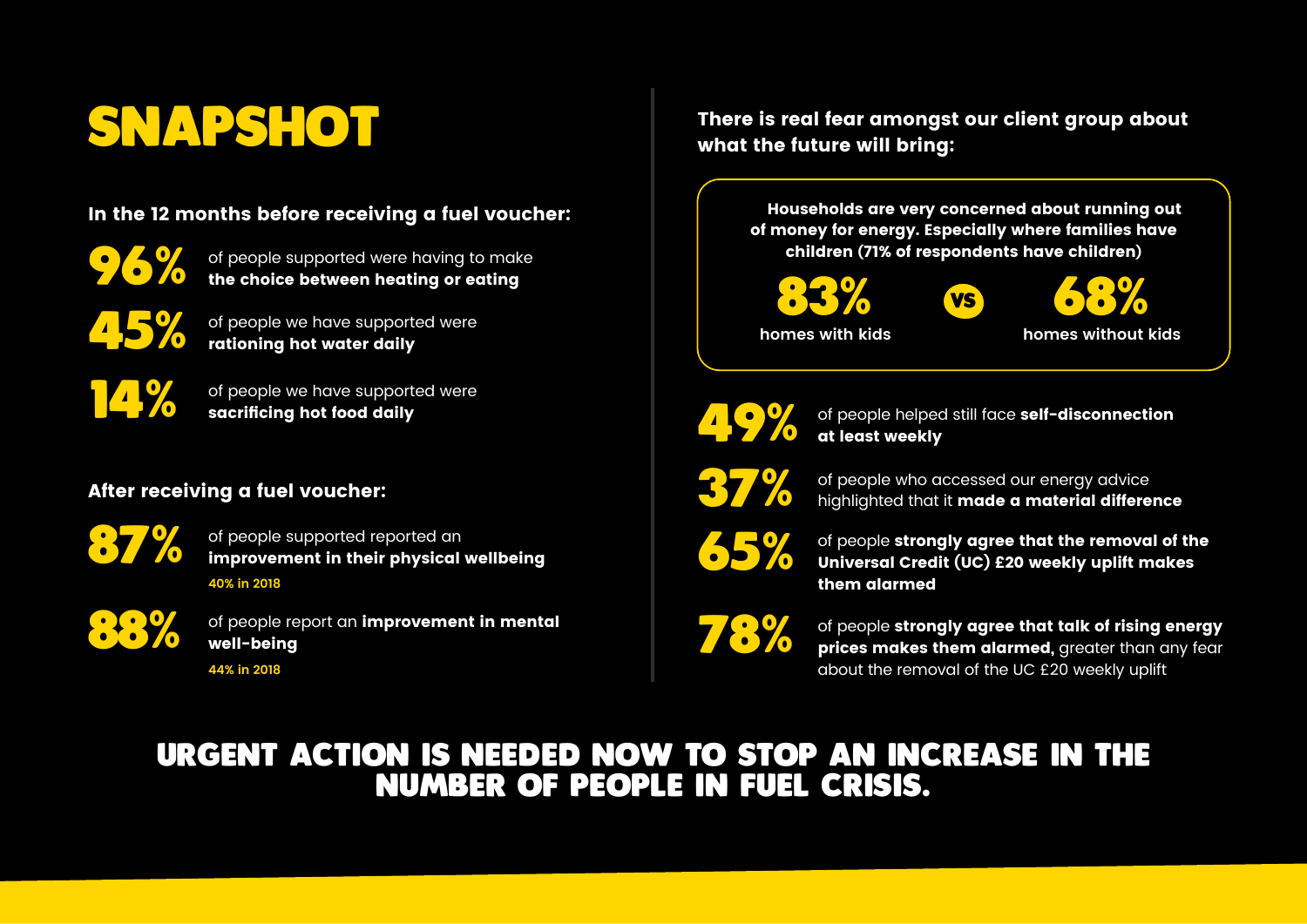# SNAPSHOT

**In the 12 months before receiving a fuel voucher:**

**96%** of people supported were having to make **the choice between heating or eating**

**45%** of people we have supported were **rationing hot water daily**

**14%** of people we have supported were **sacrificing hot food daily**

**After receiving a fuel voucher:**

**87%** of people supported reported an **improvement in their physical wellbeing**
40% in 2018

**88%** of people report an **improvement in mental well-being**
44% in 2018

**There is real fear amongst our client group about what the future will bring:**

**Households are very concerned about running out of money for energy. Especially where families have children (71% of respondents have children)**

**83%** homes with kids **VS** **68%** homes without kids

**49%** of people helped still face **self-disconnection at least weekly**

**37%** of people who accessed our energy advice highlighted that it **made a material difference**

**65%** of people **strongly agree that the removal of the Universal Credit (UC) £20 weekly uplift makes them alarmed**

**78%** of people **strongly agree that talk of rising energy prices makes them alarmed,** greater than any fear about the removal of the UC £20 weekly uplift

## URGENT ACTION IS NEEDED NOW TO STOP AN INCREASE IN THE NUMBER OF PEOPLE IN FUEL CRISIS.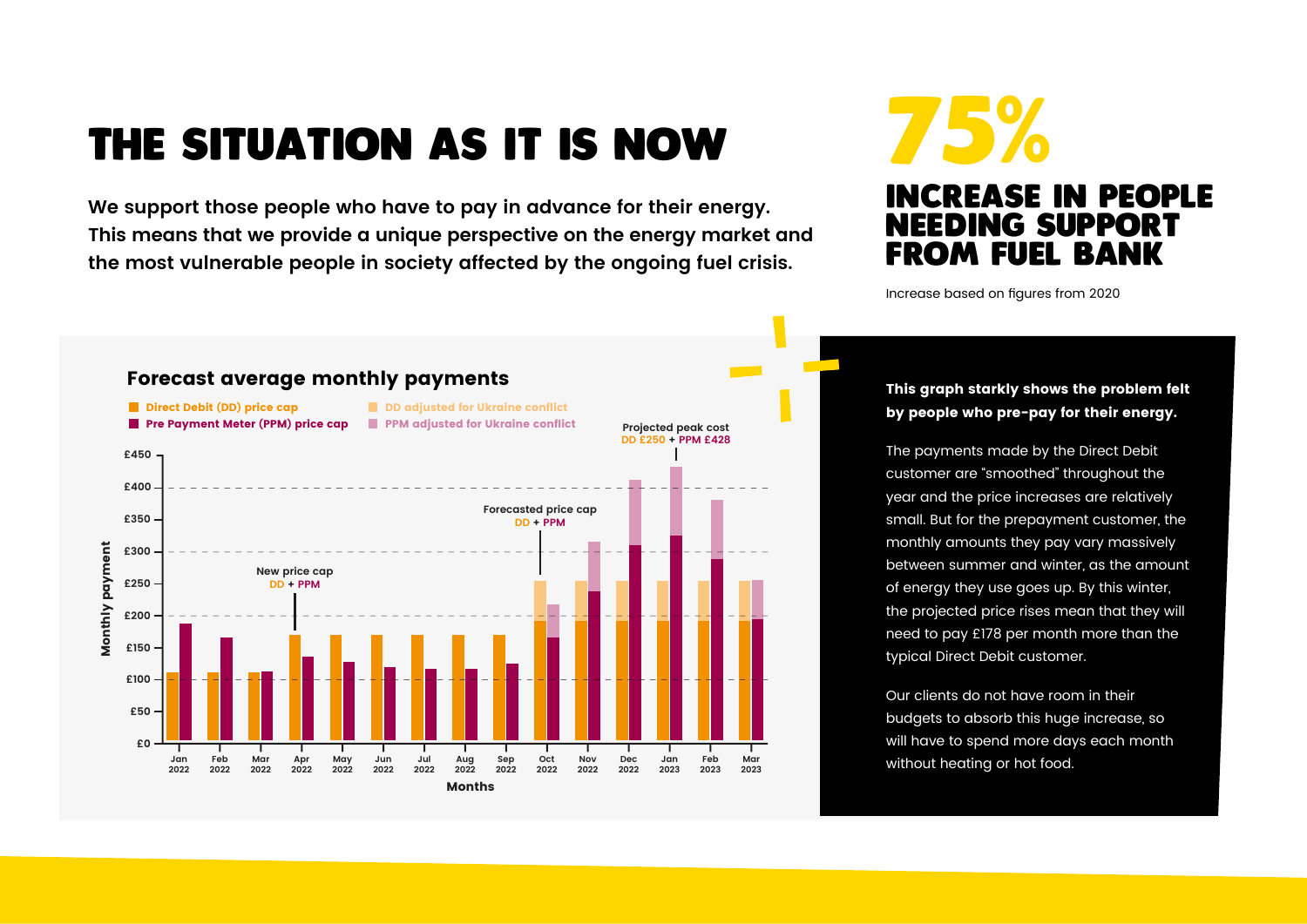# THE SITUATION AS IT IS NOW

**We support those people who have to pay in advance for their energy. This means that we provide a unique perspective on the energy market and the most vulnerable people in society affected by the ongoing fuel crisis.**

## 75%

## INCREASE IN PEOPLE NEEDING SUPPORT FROM FUEL BANK

Increase based on figures from 2020

### Forecast average monthly payments

- Direct Debit (DD) price cap
- Pre Payment Meter (PPM) price cap
- DD adjusted for Ukraine conflict
- PPM adjusted for Ukraine conflict

New price cap DD + PPM (Apr 2022)

Forecasted price cap DD + PPM (Oct 2022)

Projected peak cost DD £250 + PPM £428 (Jan 2023)

Monthly payment (£0 – £450) by Months (Jan 2022 – Mar 2023)

**This graph starkly shows the problem felt by people who pre-pay for their energy.**

The payments made by the Direct Debit customer are "smoothed" throughout the year and the price increases are relatively small. But for the prepayment customer, the monthly amounts they pay vary massively between summer and winter, as the amount of energy they use goes up. By this winter, the projected price rises mean that they will need to pay £178 per month more than the typical Direct Debit customer.

Our clients do not have room in their budgets to absorb this huge increase, so will have to spend more days each month without heating or hot food.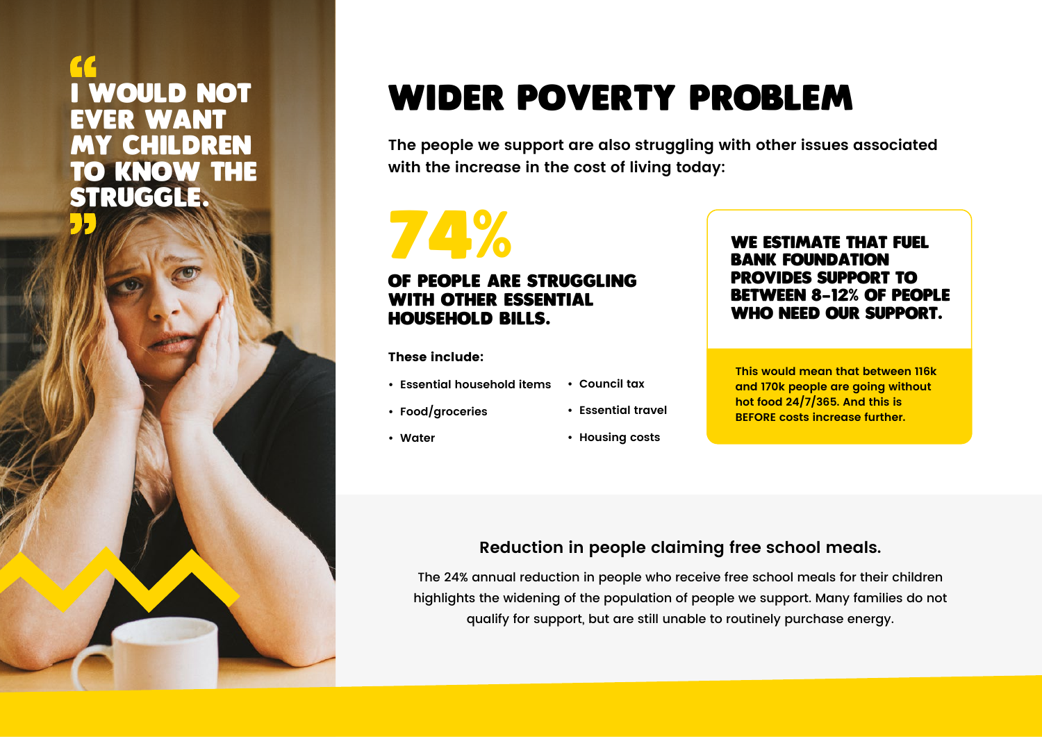> "I WOULD NOT EVER WANT MY CHILDREN TO KNOW THE STRUGGLE."

# WIDER POVERTY PROBLEM

**The people we support are also struggling with other issues associated with the increase in the cost of living today:**

## 74%

### OF PEOPLE ARE STRUGGLING WITH OTHER ESSENTIAL HOUSEHOLD BILLS.

**These include:**

- **Essential household items**
- **Food/groceries**
- **Water**
- **Council tax**
- **Essential travel**
- **Housing costs**

### WE ESTIMATE THAT FUEL BANK FOUNDATION PROVIDES SUPPORT TO BETWEEN 8-12% OF PEOPLE WHO NEED OUR SUPPORT.

**This would mean that between 116k and 170k people are going without hot food 24/7/365. And this is BEFORE costs increase further.**

### Reduction in people claiming free school meals.

The 24% annual reduction in people who receive free school meals for their children highlights the widening of the population of people we support. Many families do not qualify for support, but are still unable to routinely purchase energy.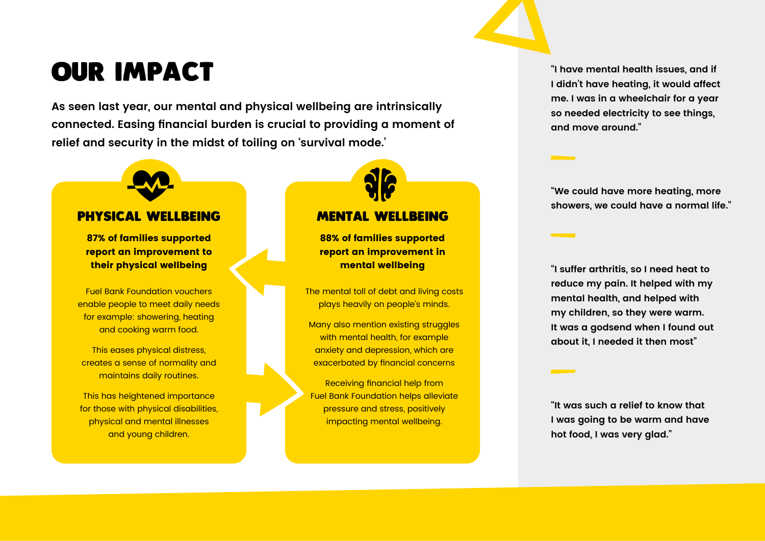# OUR IMPACT

**As seen last year, our mental and physical wellbeing are intrinsically connected. Easing financial burden is crucial to providing a moment of relief and security in the midst of toiling on 'survival mode.'**

## PHYSICAL WELLBEING

**87% of families supported report an improvement to their physical wellbeing**

Fuel Bank Foundation vouchers enable people to meet daily needs for example: showering, heating and cooking warm food.

This eases physical distress, creates a sense of normality and maintains daily routines.

This has heightened importance for those with physical disabilities, physical and mental illnesses and young children.

## MENTAL WELLBEING

**88% of families supported report an improvement in mental wellbeing**

The mental toll of debt and living costs plays heavily on people's minds.

Many also mention existing struggles with mental health, for example anxiety and depression, which are exacerbated by financial concerns

Receiving financial help from Fuel Bank Foundation helps alleviate pressure and stress, positively impacting mental wellbeing.

**"I have mental health issues, and if I didn't have heating, it would affect me. I was in a wheelchair for a year so needed electricity to see things, and move around."**

**"We could have more heating, more showers, we could have a normal life."**

**"I suffer arthritis, so I need heat to reduce my pain. It helped with my mental health, and helped with my children, so they were warm. It was a godsend when I found out about it, I needed it then most"**

**"It was such a relief to know that I was going to be warm and have hot food, I was very glad."**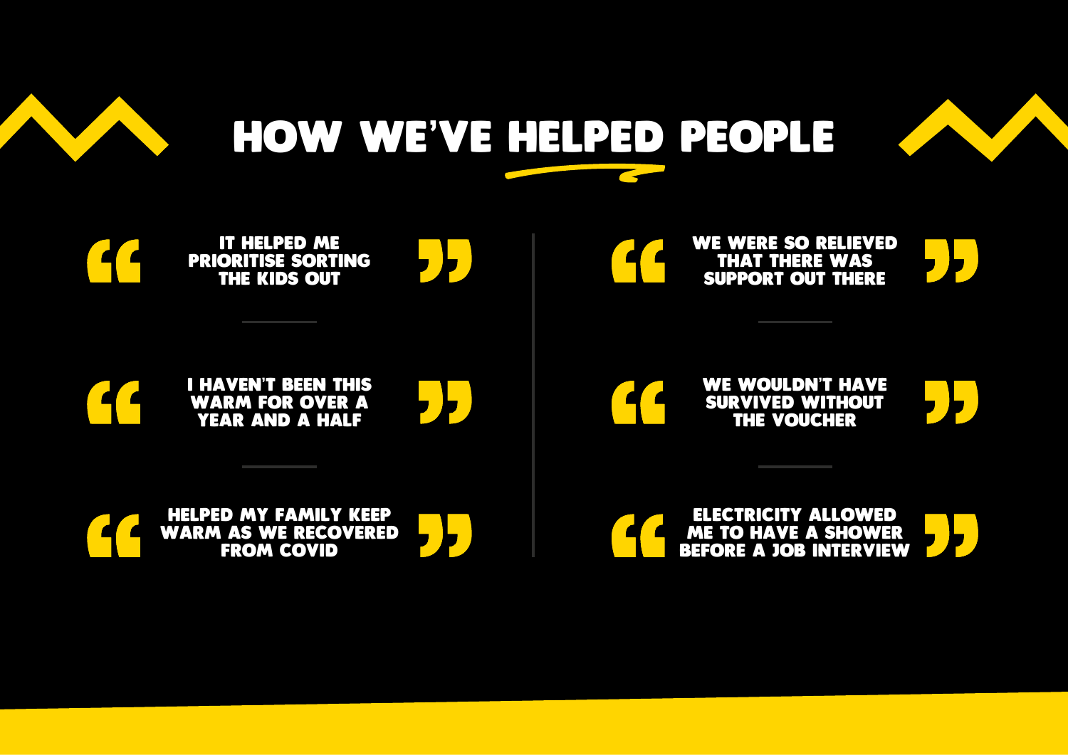# HOW WE'VE HELPED PEOPLE

"IT HELPED ME PRIORITISE SORTING THE KIDS OUT"

"I HAVEN'T BEEN THIS WARM FOR OVER A YEAR AND A HALF"

"HELPED MY FAMILY KEEP WARM AS WE RECOVERED FROM COVID"

"WE WERE SO RELIEVED THAT THERE WAS SUPPORT OUT THERE"

"WE WOULDN'T HAVE SURVIVED WITHOUT THE VOUCHER"

"ELECTRICITY ALLOWED ME TO HAVE A SHOWER BEFORE A JOB INTERVIEW"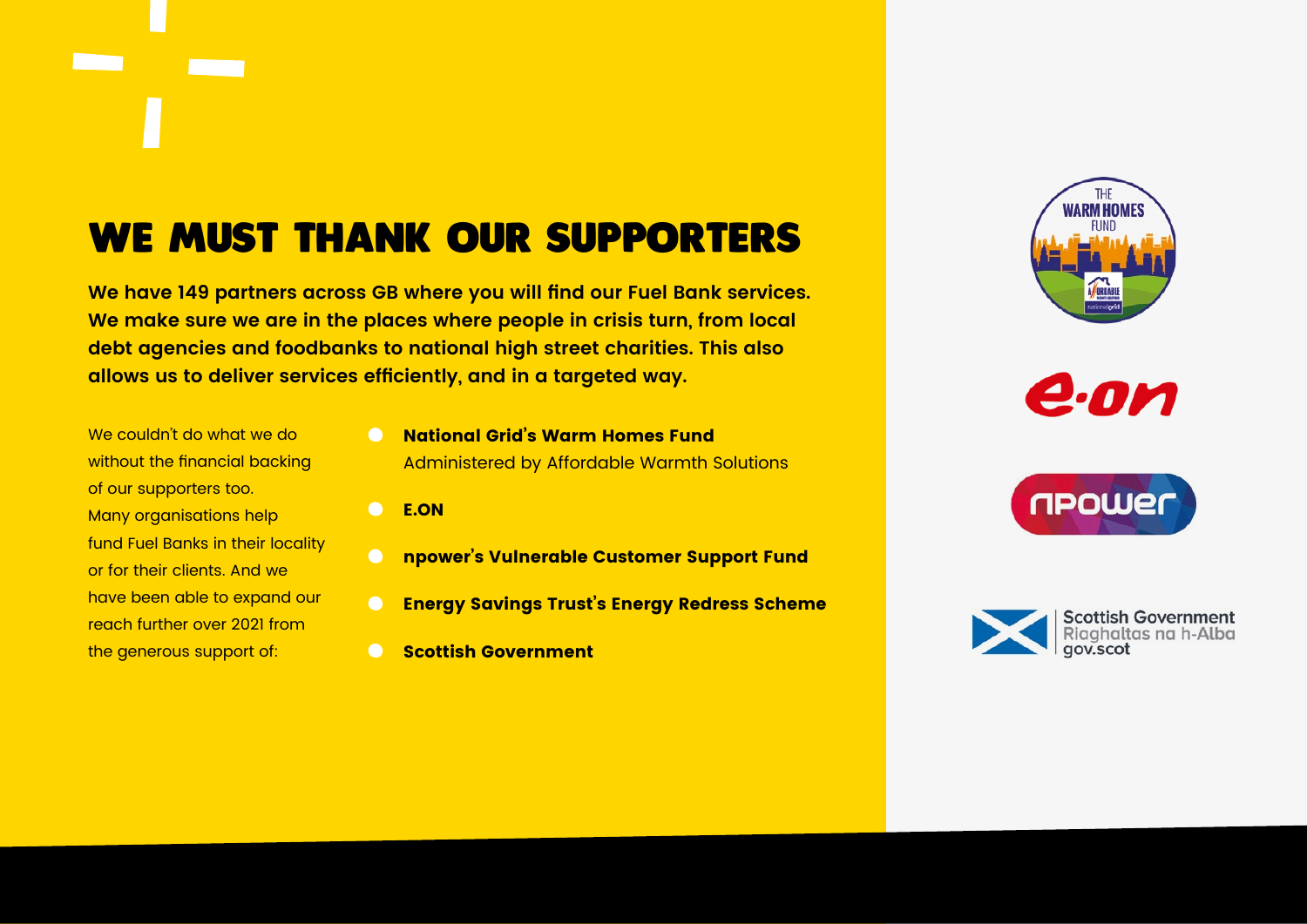# WE MUST THANK OUR SUPPORTERS

**We have 149 partners across GB where you will find our Fuel Bank services. We make sure we are in the places where people in crisis turn, from local debt agencies and foodbanks to national high street charities. This also allows us to deliver services efficiently, and in a targeted way.**

We couldn't do what we do without the financial backing of our supporters too. Many organisations help fund Fuel Banks in their locality or for their clients. And we have been able to expand our reach further over 2021 from the generous support of:

- **National Grid's Warm Homes Fund**
  Administered by Affordable Warmth Solutions
- **E.ON**
- **npower's Vulnerable Customer Support Fund**
- **Energy Savings Trust's Energy Redress Scheme**
- **Scottish Government**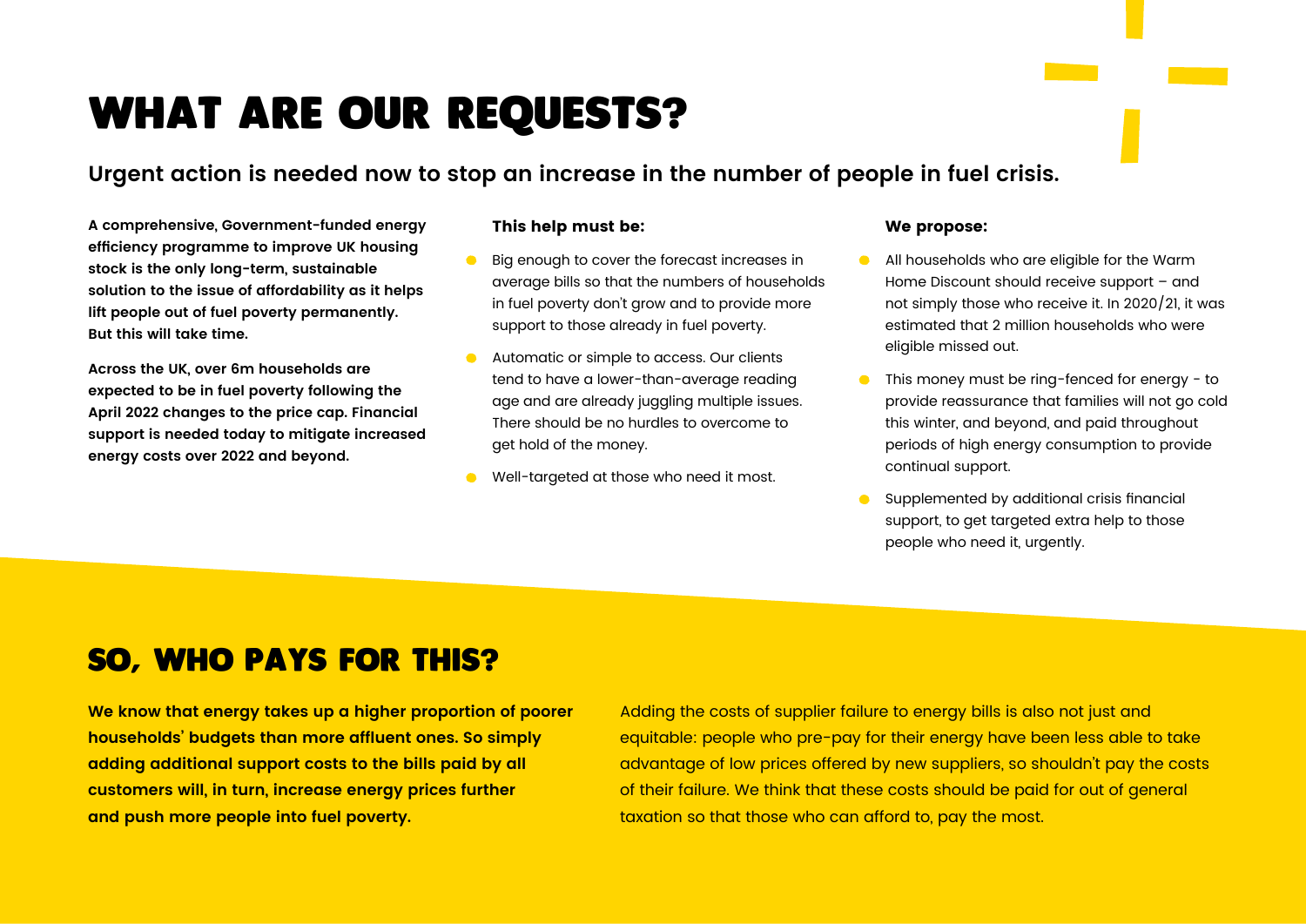# WHAT ARE OUR REQUESTS?

## Urgent action is needed now to stop an increase in the number of people in fuel crisis.

**A comprehensive, Government-funded energy efficiency programme to improve UK housing stock is the only long-term, sustainable solution to the issue of affordability as it helps lift people out of fuel poverty permanently. But this will take time.**

**Across the UK, over 6m households are expected to be in fuel poverty following the April 2022 changes to the price cap. Financial support is needed today to mitigate increased energy costs over 2022 and beyond.**

**This help must be:**

- Big enough to cover the forecast increases in average bills so that the numbers of households in fuel poverty don't grow and to provide more support to those already in fuel poverty.
- Automatic or simple to access. Our clients tend to have a lower-than-average reading age and are already juggling multiple issues. There should be no hurdles to overcome to get hold of the money.
- Well-targeted at those who need it most.

**We propose:**

- All households who are eligible for the Warm Home Discount should receive support – and not simply those who receive it. In 2020/21, it was estimated that 2 million households who were eligible missed out.
- This money must be ring-fenced for energy - to provide reassurance that families will not go cold this winter, and beyond, and paid throughout periods of high energy consumption to provide continual support.
- Supplemented by additional crisis financial support, to get targeted extra help to those people who need it, urgently.

# SO, WHO PAYS FOR THIS?

**We know that energy takes up a higher proportion of poorer households' budgets than more affluent ones. So simply adding additional support costs to the bills paid by all customers will, in turn, increase energy prices further and push more people into fuel poverty.**

Adding the costs of supplier failure to energy bills is also not just and equitable: people who pre-pay for their energy have been less able to take advantage of low prices offered by new suppliers, so shouldn't pay the costs of their failure. We think that these costs should be paid for out of general taxation so that those who can afford to, pay the most.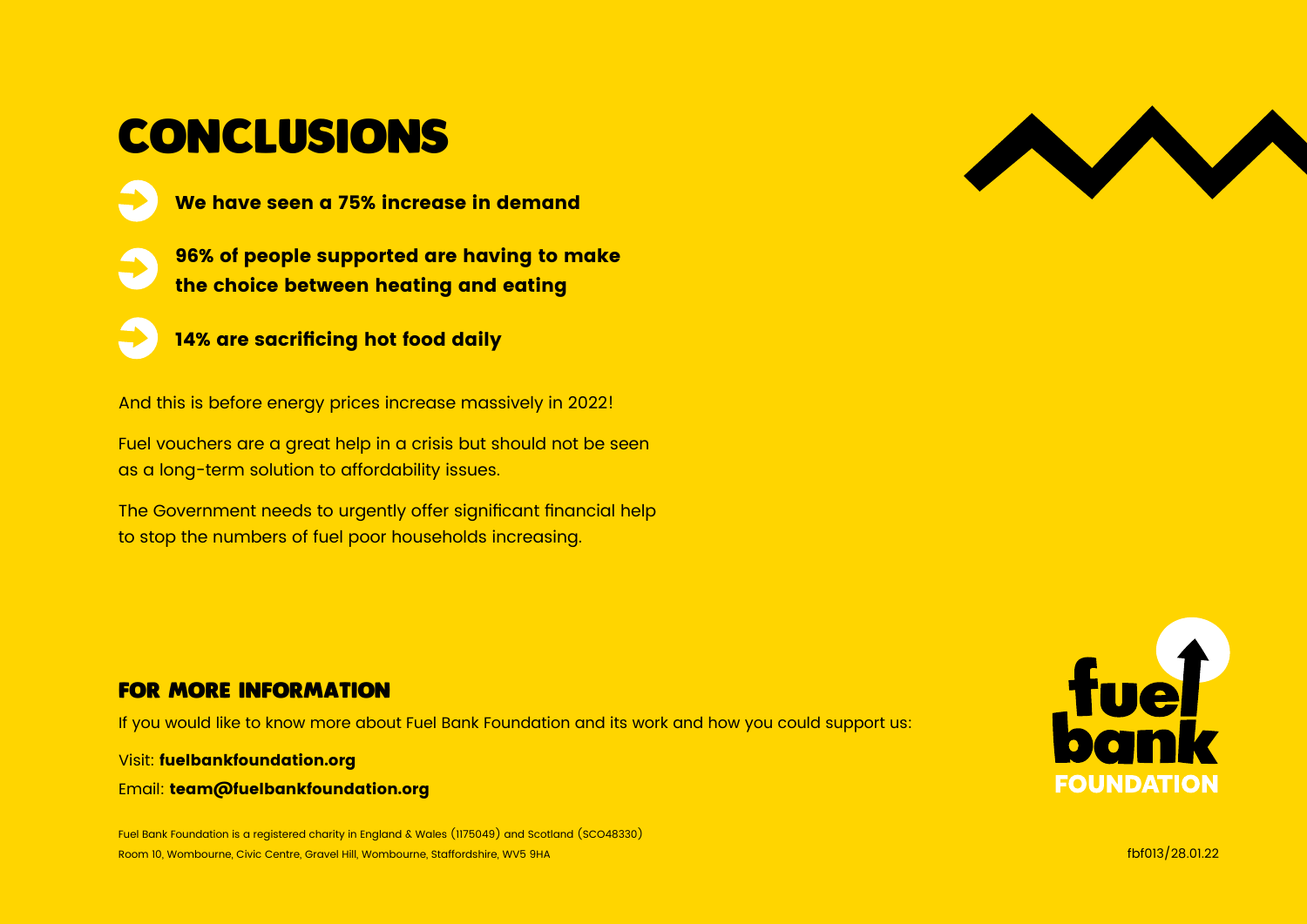# CONCLUSIONS

- **We have seen a 75% increase in demand**
- **96% of people supported are having to make the choice between heating and eating**
- **14% are sacrificing hot food daily**

And this is before energy prices increase massively in 2022!

Fuel vouchers are a great help in a crisis but should not be seen as a long-term solution to affordability issues.

The Government needs to urgently offer significant financial help to stop the numbers of fuel poor households increasing.

## FOR MORE INFORMATION

If you would like to know more about Fuel Bank Foundation and its work and how you could support us:

Visit: **fuelbankfoundation.org**

Email: **team@fuelbankfoundation.org**

fuel bank FOUNDATION

Fuel Bank Foundation is a registered charity in England & Wales (1175049) and Scotland (SCO48330)
Room 10, Wombourne, Civic Centre, Gravel Hill, Wombourne, Staffordshire, WV5 9HA

fbf013/28.01.22